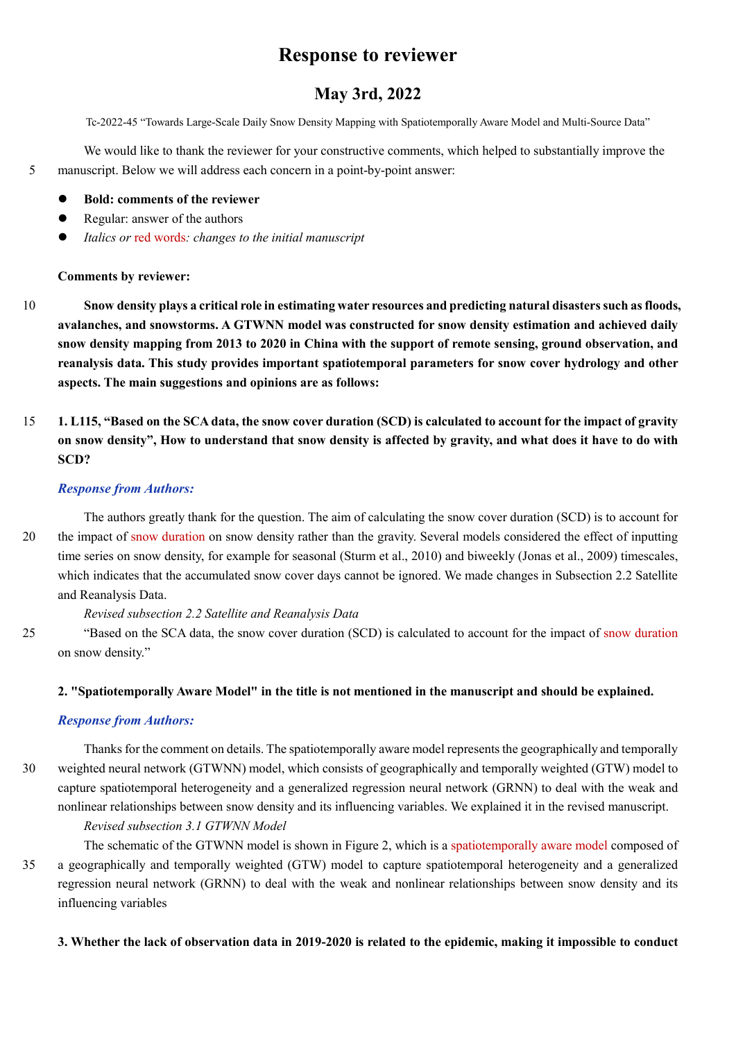# Response to reviewer

## May 3rd, 2022

Tc-2022-45 "Towards Large-Scale Daily Snow Density Mapping with Spatiotemporally Aware Model and Multi-Source Data"

We would like to thank the reviewer for your constructive comments, which helped to substantially improve the manuscript. Below we will address each concern in a point-by-point answer:

- **Bold: comments of the reviewer**
- Regular: answer of the authors
- *Italics or red words: changes to the initial manuscript*

**Comments by reviewer:**

**Snow density plays a critical role in estimating water resources and predicting natural disasters such as floods, avalanches, and snowstorms. A GTWNN model was constructed for snow density estimation and achieved daily snow density mapping from 2013 to 2020 in China with the support of remote sensing, ground observation, and reanalysis data. This study provides important spatiotemporal parameters for snow cover hydrology and other aspects. The main suggestions and opinions are as follows:**

**1. L115, "Based on the SCA data, the snow cover duration (SCD) is calculated to account for the impact of gravity on snow density", How to understand that snow density is affected by gravity, and what does it have to do with SCD?**

***Response from Authors:***

The authors greatly thank for the question. The aim of calculating the snow cover duration (SCD) is to account for the impact of snow duration on snow density rather than the gravity. Several models considered the effect of inputting time series on snow density, for example for seasonal (Sturm et al., 2010) and biweekly (Jonas et al., 2009) timescales, which indicates that the accumulated snow cover days cannot be ignored. We made changes in Subsection 2.2 Satellite and Reanalysis Data.

*Revised subsection 2.2 Satellite and Reanalysis Data*

"Based on the SCA data, the snow cover duration (SCD) is calculated to account for the impact of snow duration on snow density."

**2. "Spatiotemporally Aware Model" in the title is not mentioned in the manuscript and should be explained.**

***Response from Authors:***

Thanks for the comment on details. The spatiotemporally aware model represents the geographically and temporally weighted neural network (GTWNN) model, which consists of geographically and temporally weighted (GTW) model to capture spatiotemporal heterogeneity and a generalized regression neural network (GRNN) to deal with the weak and nonlinear relationships between snow density and its influencing variables. We explained it in the revised manuscript.

*Revised subsection 3.1 GTWNN Model*

The schematic of the GTWNN model is shown in Figure 2, which is a spatiotemporally aware model composed of a geographically and temporally weighted (GTW) model to capture spatiotemporal heterogeneity and a generalized regression neural network (GRNN) to deal with the weak and nonlinear relationships between snow density and its influencing variables

**3. Whether the lack of observation data in 2019-2020 is related to the epidemic, making it impossible to conduct**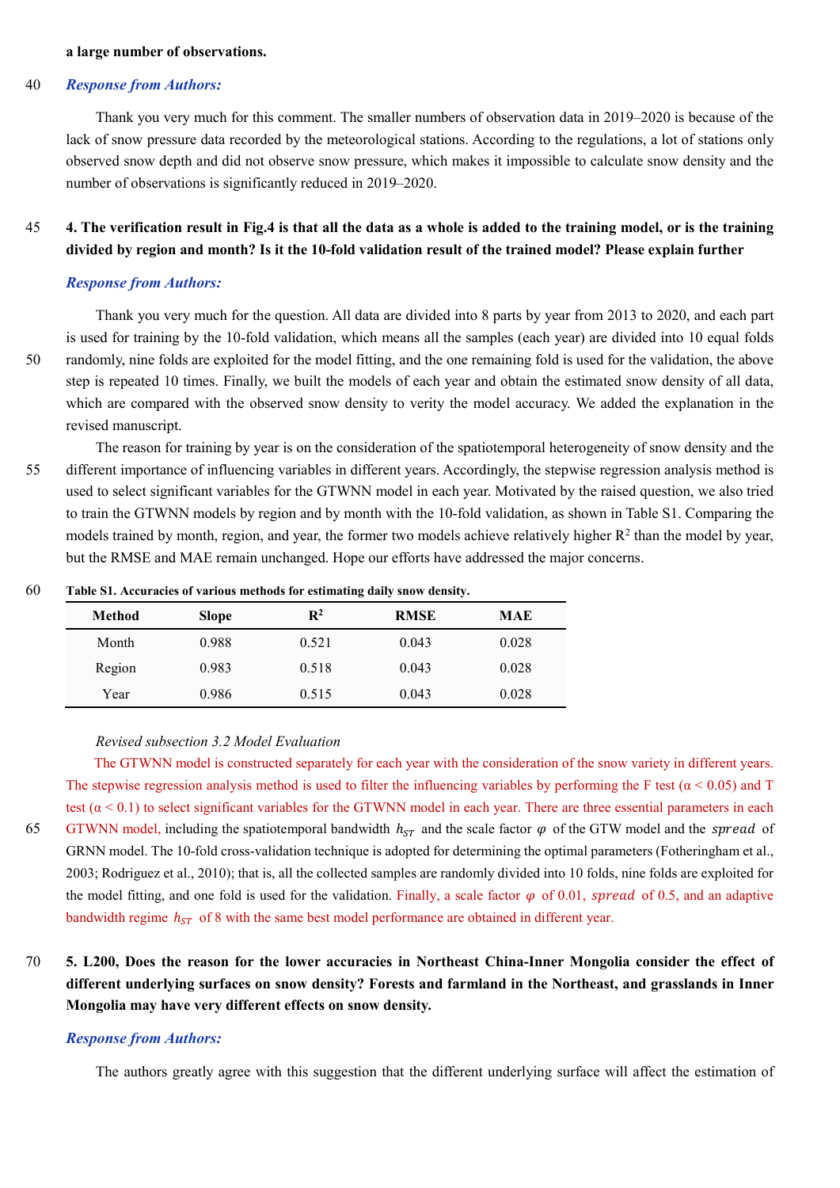**a large number of observations.**

***Response from Authors:***

Thank you very much for this comment. The smaller numbers of observation data in 2019–2020 is because of the lack of snow pressure data recorded by the meteorological stations. According to the regulations, a lot of stations only observed snow depth and did not observe snow pressure, which makes it impossible to calculate snow density and the number of observations is significantly reduced in 2019–2020.

**4. The verification result in Fig.4 is that all the data as a whole is added to the training model, or is the training divided by region and month? Is it the 10-fold validation result of the trained model? Please explain further**

***Response from Authors:***

Thank you very much for the question. All data are divided into 8 parts by year from 2013 to 2020, and each part is used for training by the 10-fold validation, which means all the samples (each year) are divided into 10 equal folds randomly, nine folds are exploited for the model fitting, and the one remaining fold is used for the validation, the above step is repeated 10 times. Finally, we built the models of each year and obtain the estimated snow density of all data, which are compared with the observed snow density to verity the model accuracy. We added the explanation in the revised manuscript.

The reason for training by year is on the consideration of the spatiotemporal heterogeneity of snow density and the different importance of influencing variables in different years. Accordingly, the stepwise regression analysis method is used to select significant variables for the GTWNN model in each year. Motivated by the raised question, we also tried to train the GTWNN models by region and by month with the 10-fold validation, as shown in Table S1. Comparing the models trained by month, region, and year, the former two models achieve relatively higher $R^2$ than the model by year, but the RMSE and MAE remain unchanged. Hope our efforts have addressed the major concerns.

**Table S1. Accuracies of various methods for estimating daily snow density.**

| Method | Slope | $R^2$ | RMSE | MAE |
|---|---|---|---|---|
| Month | 0.988 | 0.521 | 0.043 | 0.028 |
| Region | 0.983 | 0.518 | 0.043 | 0.028 |
| Year | 0.986 | 0.515 | 0.043 | 0.028 |

*Revised subsection 3.2 Model Evaluation*

The GTWNN model is constructed separately for each year with the consideration of the snow variety in different years. The stepwise regression analysis method is used to filter the influencing variables by performing the F test ($\alpha < 0.05$) and T test ($\alpha < 0.1$) to select significant variables for the GTWNN model in each year. There are three essential parameters in each GTWNN model, including the spatiotemporal bandwidth $h_{ST}$ and the scale factor $\varphi$ of the GTW model and the $spread$ of GRNN model. The 10-fold cross-validation technique is adopted for determining the optimal parameters (Fotheringham et al., 2003; Rodriguez et al., 2010); that is, all the collected samples are randomly divided into 10 folds, nine folds are exploited for the model fitting, and one fold is used for the validation. Finally, a scale factor $\varphi$ of 0.01, $spread$ of 0.5, and an adaptive bandwidth regime $h_{ST}$ of 8 with the same best model performance are obtained in different year.

**5. L200, Does the reason for the lower accuracies in Northeast China-Inner Mongolia consider the effect of different underlying surfaces on snow density? Forests and farmland in the Northeast, and grasslands in Inner Mongolia may have very different effects on snow density.**

***Response from Authors:***

The authors greatly agree with this suggestion that the different underlying surface will affect the estimation of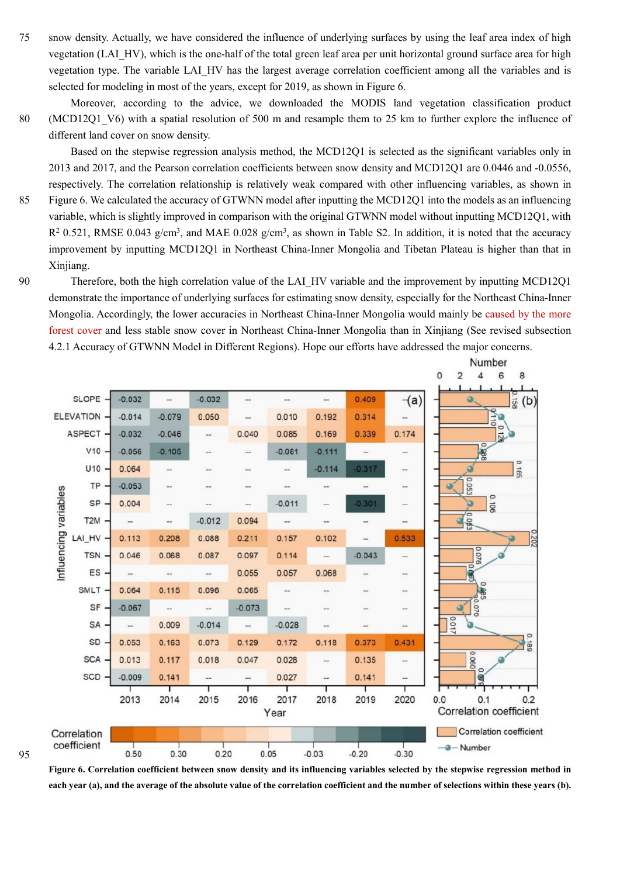snow density. Actually, we have considered the influence of underlying surfaces by using the leaf area index of high vegetation (LAI_HV), which is the one-half of the total green leaf area per unit horizontal ground surface area for high vegetation type. The variable LAI_HV has the largest average correlation coefficient among all the variables and is selected for modeling in most of the years, except for 2019, as shown in Figure 6.

Moreover, according to the advice, we downloaded the MODIS land vegetation classification product (MCD12Q1_V6) with a spatial resolution of 500 m and resample them to 25 km to further explore the influence of different land cover on snow density.

Based on the stepwise regression analysis method, the MCD12Q1 is selected as the significant variables only in 2013 and 2017, and the Pearson correlation coefficients between snow density and MCD12Q1 are 0.0446 and -0.0556, respectively. The correlation relationship is relatively weak compared with other influencing variables, as shown in Figure 6. We calculated the accuracy of GTWNN model after inputting the MCD12Q1 into the models as an influencing variable, which is slightly improved in comparison with the original GTWNN model without inputting MCD12Q1, with $R^2$ 0.521, RMSE 0.043 g/cm$^3$, and MAE 0.028 g/cm$^3$, as shown in Table S2. In addition, it is noted that the accuracy improvement by inputting MCD12Q1 in Northeast China-Inner Mongolia and Tibetan Plateau is higher than that in Xinjiang.

Therefore, both the high correlation value of the LAI_HV variable and the improvement by inputting MCD12Q1 demonstrate the importance of underlying surfaces for estimating snow density, especially for the Northeast China-Inner Mongolia. Accordingly, the lower accuracies in Northeast China-Inner Mongolia would mainly be caused by the more forest cover and less stable snow cover in Northeast China-Inner Mongolia than in Xinjiang (See revised subsection 4.2.1 Accuracy of GTWNN Model in Different Regions). Hope our efforts have addressed the major concerns.

**Figure 6. Correlation coefficient between snow density and its influencing variables selected by the stepwise regression method in each year (a), and the average of the absolute value of the correlation coefficient and the number of selections within these years (b).**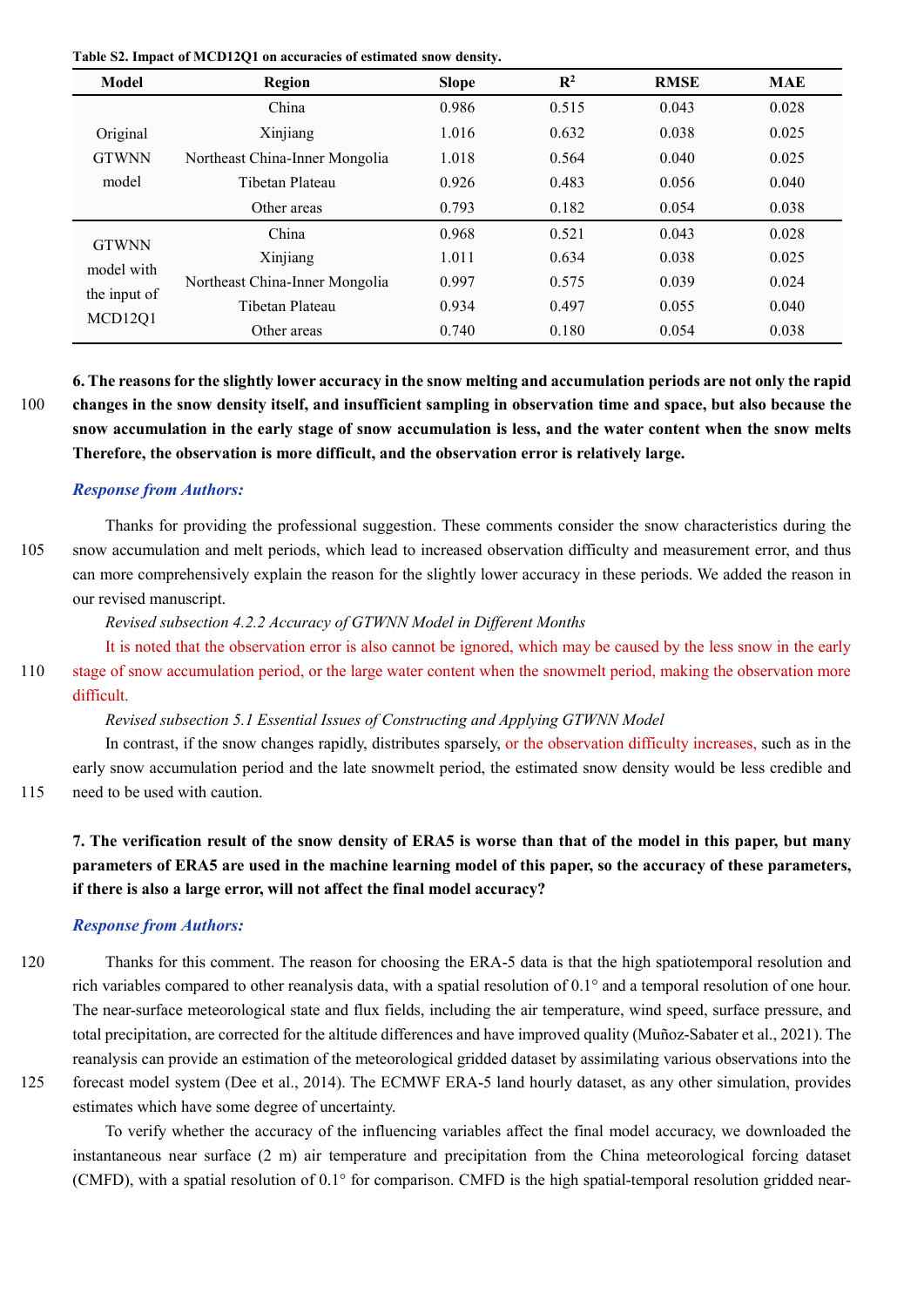**Table S2. Impact of MCD12Q1 on accuracies of estimated snow density.**

| Model | Region | Slope | $R^2$ | RMSE | MAE |
|---|---|---|---|---|---|
| Original GTWNN model | China | 0.986 | 0.515 | 0.043 | 0.028 |
| | Xinjiang | 1.016 | 0.632 | 0.038 | 0.025 |
| | Northeast China-Inner Mongolia | 1.018 | 0.564 | 0.040 | 0.025 |
| | Tibetan Plateau | 0.926 | 0.483 | 0.056 | 0.040 |
| | Other areas | 0.793 | 0.182 | 0.054 | 0.038 |
| GTWNN model with the input of MCD12Q1 | China | 0.968 | 0.521 | 0.043 | 0.028 |
| | Xinjiang | 1.011 | 0.634 | 0.038 | 0.025 |
| | Northeast China-Inner Mongolia | 0.997 | 0.575 | 0.039 | 0.024 |
| | Tibetan Plateau | 0.934 | 0.497 | 0.055 | 0.040 |
| | Other areas | 0.740 | 0.180 | 0.054 | 0.038 |

**6. The reasons for the slightly lower accuracy in the snow melting and accumulation periods are not only the rapid changes in the snow density itself, and insufficient sampling in observation time and space, but also because the snow accumulation in the early stage of snow accumulation is less, and the water content when the snow melts Therefore, the observation is more difficult, and the observation error is relatively large.**

***Response from Authors:***

Thanks for providing the professional suggestion. These comments consider the snow characteristics during the snow accumulation and melt periods, which lead to increased observation difficulty and measurement error, and thus can more comprehensively explain the reason for the slightly lower accuracy in these periods. We added the reason in our revised manuscript.

*Revised subsection 4.2.2 Accuracy of GTWNN Model in Different Months*

It is noted that the observation error is also cannot be ignored, which may be caused by the less snow in the early stage of snow accumulation period, or the large water content when the snowmelt period, making the observation more difficult.

*Revised subsection 5.1 Essential Issues of Constructing and Applying GTWNN Model*

In contrast, if the snow changes rapidly, distributes sparsely, or the observation difficulty increases, such as in the early snow accumulation period and the late snowmelt period, the estimated snow density would be less credible and need to be used with caution.

**7. The verification result of the snow density of ERA5 is worse than that of the model in this paper, but many parameters of ERA5 are used in the machine learning model of this paper, so the accuracy of these parameters, if there is also a large error, will not affect the final model accuracy?**

***Response from Authors:***

Thanks for this comment. The reason for choosing the ERA-5 data is that the high spatiotemporal resolution and rich variables compared to other reanalysis data, with a spatial resolution of 0.1° and a temporal resolution of one hour. The near-surface meteorological state and flux fields, including the air temperature, wind speed, surface pressure, and total precipitation, are corrected for the altitude differences and have improved quality (Muñoz-Sabater et al., 2021). The reanalysis can provide an estimation of the meteorological gridded dataset by assimilating various observations into the forecast model system (Dee et al., 2014). The ECMWF ERA-5 land hourly dataset, as any other simulation, provides estimates which have some degree of uncertainty.

To verify whether the accuracy of the influencing variables affect the final model accuracy, we downloaded the instantaneous near surface (2 m) air temperature and precipitation from the China meteorological forcing dataset (CMFD), with a spatial resolution of 0.1° for comparison. CMFD is the high spatial-temporal resolution gridded near-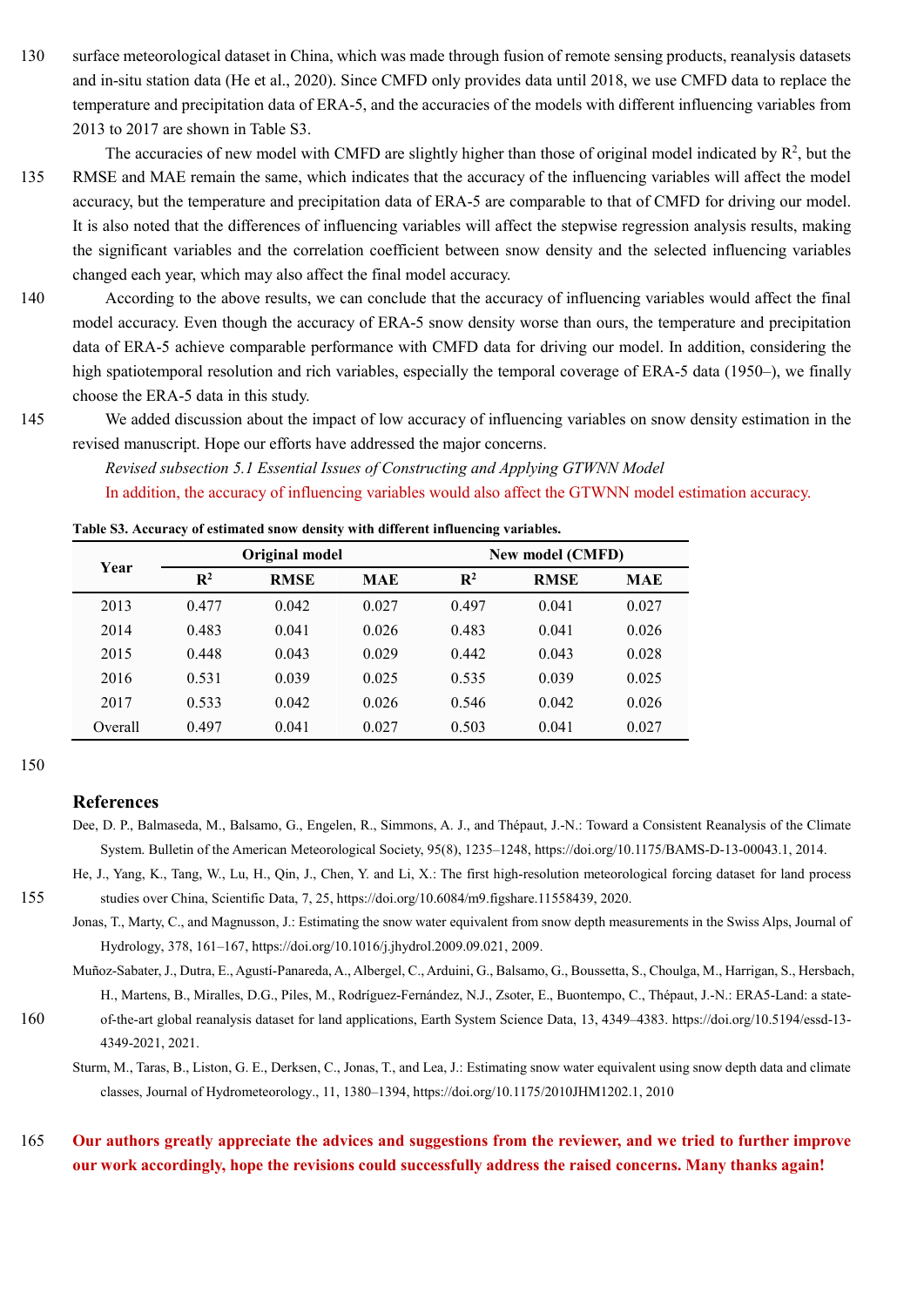surface meteorological dataset in China, which was made through fusion of remote sensing products, reanalysis datasets and in-situ station data (He et al., 2020). Since CMFD only provides data until 2018, we use CMFD data to replace the temperature and precipitation data of ERA-5, and the accuracies of the models with different influencing variables from 2013 to 2017 are shown in Table S3.

The accuracies of new model with CMFD are slightly higher than those of original model indicated by $R^2$, but the RMSE and MAE remain the same, which indicates that the accuracy of the influencing variables will affect the model accuracy, but the temperature and precipitation data of ERA-5 are comparable to that of CMFD for driving our model. It is also noted that the differences of influencing variables will affect the stepwise regression analysis results, making the significant variables and the correlation coefficient between snow density and the selected influencing variables changed each year, which may also affect the final model accuracy.

According to the above results, we can conclude that the accuracy of influencing variables would affect the final model accuracy. Even though the accuracy of ERA-5 snow density worse than ours, the temperature and precipitation data of ERA-5 achieve comparable performance with CMFD data for driving our model. In addition, considering the high spatiotemporal resolution and rich variables, especially the temporal coverage of ERA-5 data (1950–), we finally choose the ERA-5 data in this study.

We added discussion about the impact of low accuracy of influencing variables on snow density estimation in the revised manuscript. Hope our efforts have addressed the major concerns.

*Revised subsection 5.1 Essential Issues of Constructing and Applying GTWNN Model*

In addition, the accuracy of influencing variables would also affect the GTWNN model estimation accuracy.

**Table S3. Accuracy of estimated snow density with different influencing variables.**

| Year | Original model | | | New model (CMFD) | | |
|---|---|---|---|---|---|---|
| | $R^2$ | RMSE | MAE | $R^2$ | RMSE | MAE |
| 2013 | 0.477 | 0.042 | 0.027 | 0.497 | 0.041 | 0.027 |
| 2014 | 0.483 | 0.041 | 0.026 | 0.483 | 0.041 | 0.026 |
| 2015 | 0.448 | 0.043 | 0.029 | 0.442 | 0.043 | 0.028 |
| 2016 | 0.531 | 0.039 | 0.025 | 0.535 | 0.039 | 0.025 |
| 2017 | 0.533 | 0.042 | 0.026 | 0.546 | 0.042 | 0.026 |
| Overall | 0.497 | 0.041 | 0.027 | 0.503 | 0.041 | 0.027 |

## References

Dee, D. P., Balmaseda, M., Balsamo, G., Engelen, R., Simmons, A. J., and Thépaut, J.-N.: Toward a Consistent Reanalysis of the Climate System. Bulletin of the American Meteorological Society, 95(8), 1235–1248, https://doi.org/10.1175/BAMS-D-13-00043.1, 2014.

He, J., Yang, K., Tang, W., Lu, H., Qin, J., Chen, Y. and Li, X.: The first high-resolution meteorological forcing dataset for land process studies over China, Scientific Data, 7, 25, https://doi.org/10.6084/m9.figshare.11558439, 2020.

Jonas, T., Marty, C., and Magnusson, J.: Estimating the snow water equivalent from snow depth measurements in the Swiss Alps, Journal of Hydrology, 378, 161–167, https://doi.org/10.1016/j.jhydrol.2009.09.021, 2009.

Muñoz-Sabater, J., Dutra, E., Agustí-Panareda, A., Albergel, C., Arduini, G., Balsamo, G., Boussetta, S., Choulga, M., Harrigan, S., Hersbach, H., Martens, B., Miralles, D.G., Piles, M., Rodríguez-Fernández, N.J., Zsoter, E., Buontempo, C., Thépaut, J.-N.: ERA5-Land: a state-of-the-art global reanalysis dataset for land applications, Earth System Science Data, 13, 4349–4383. https://doi.org/10.5194/essd-13-4349-2021, 2021.

Sturm, M., Taras, B., Liston, G. E., Derksen, C., Jonas, T., and Lea, J.: Estimating snow water equivalent using snow depth data and climate classes, Journal of Hydrometeorology., 11, 1380–1394, https://doi.org/10.1175/2010JHM1202.1, 2010

**Our authors greatly appreciate the advices and suggestions from the reviewer, and we tried to further improve our work accordingly, hope the revisions could successfully address the raised concerns. Many thanks again!**